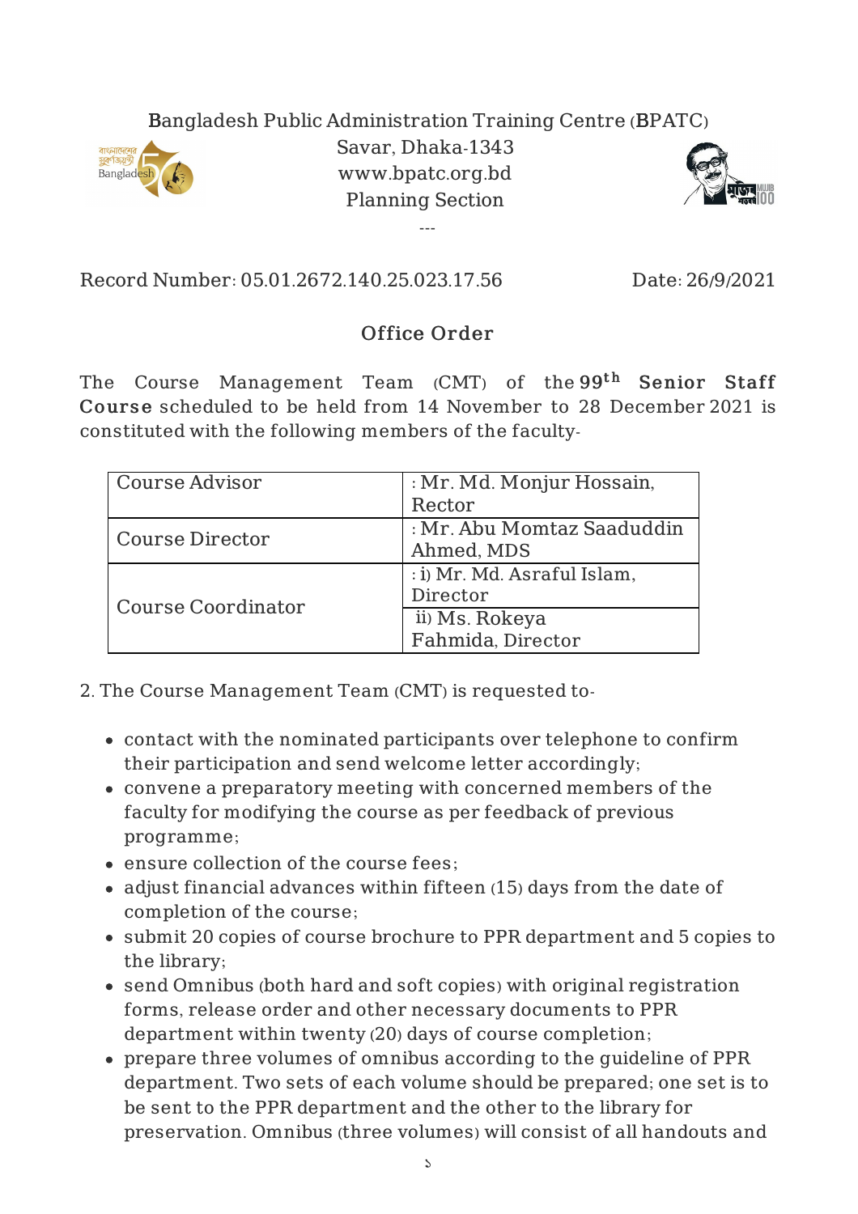Bangladesh Public Administration Training Centre (BPATC)
Savar, Dhaka-1343
www.bpatc.org.bd
Planning Section

---

Record Number: 05.01.2672.140.25.023.17.56 Date: 26/9/2021

## Office Order

The Course Management Team (CMT) of the **99th Senior Staff Course** scheduled to be held from 14 November to 28 December 2021 is constituted with the following members of the faculty-

| | |
|---|---|
| Course Advisor | : Mr. Md. Monjur Hossain, Rector |
| Course Director | : Mr. Abu Momtaz Saaduddin Ahmed, MDS |
| Course Coordinator | : i) Mr. Md. Asraful Islam, Director |
| | ii) Ms. Rokeya Fahmida, Director |

2. The Course Management Team (CMT) is requested to-

- contact with the nominated participants over telephone to confirm their participation and send welcome letter accordingly;
- convene a preparatory meeting with concerned members of the faculty for modifying the course as per feedback of previous programme;
- ensure collection of the course fees;
- adjust financial advances within fifteen (15) days from the date of completion of the course;
- submit 20 copies of course brochure to PPR department and 5 copies to the library;
- send Omnibus (both hard and soft copies) with original registration forms, release order and other necessary documents to PPR department within twenty (20) days of course completion;
- prepare three volumes of omnibus according to the guideline of PPR department. Two sets of each volume should be prepared; one set is to be sent to the PPR department and the other to the library for preservation. Omnibus (three volumes) will consist of all handouts and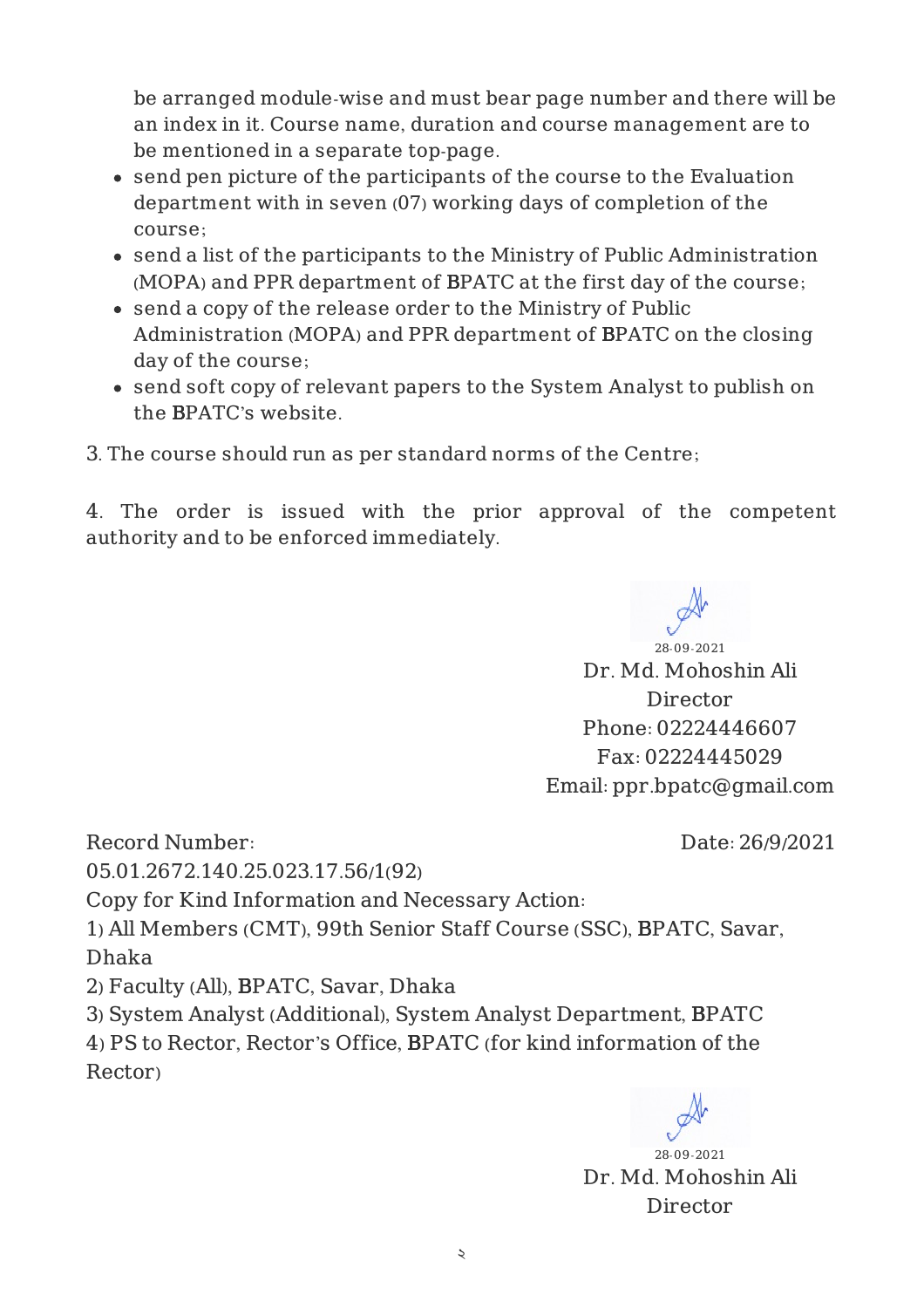be arranged module-wise and must bear page number and there will be an index in it. Course name, duration and course management are to be mentioned in a separate top-page.

- send pen picture of the participants of the course to the Evaluation department with in seven (07) working days of completion of the course;
- send a list of the participants to the Ministry of Public Administration (MOPA) and PPR department of BPATC at the first day of the course;
- send a copy of the release order to the Ministry of Public Administration (MOPA) and PPR department of BPATC on the closing day of the course;
- send soft copy of relevant papers to the System Analyst to publish on the BPATC's website.

3. The course should run as per standard norms of the Centre;

4. The order is issued with the prior approval of the competent authority and to be enforced immediately.

28-09-2021
Dr. Md. Mohoshin Ali
Director
Phone: 02224446607
Fax: 02224445029
Email: ppr.bpatc@gmail.com

Record Number: 05.01.2672.140.25.023.17.56/1(92)

Date: 26/9/2021

Copy for Kind Information and Necessary Action:

1) All Members (CMT), 99th Senior Staff Course (SSC), BPATC, Savar, Dhaka
2) Faculty (All), BPATC, Savar, Dhaka
3) System Analyst (Additional), System Analyst Department, BPATC
4) PS to Rector, Rector's Office, BPATC (for kind information of the Rector)

28-09-2021
Dr. Md. Mohoshin Ali
Director